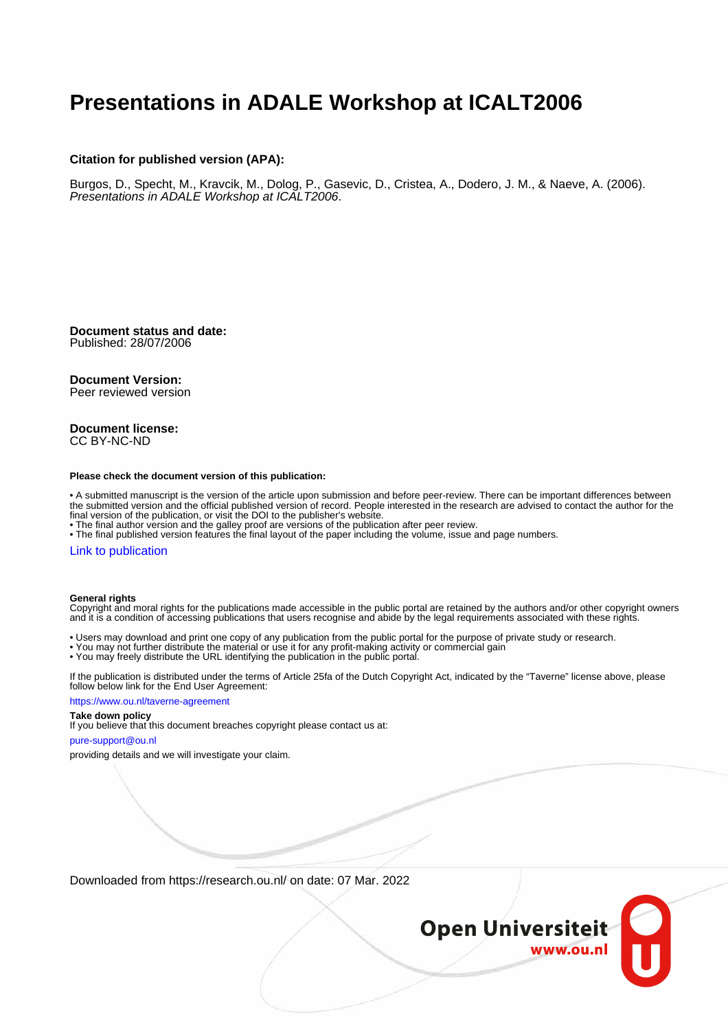# Presentations in ADALE Workshop at ICALT2006

**Citation for published version (APA):**

Burgos, D., Specht, M., Kravcik, M., Dolog, P., Gasevic, D., Cristea, A., Dodero, J. M., & Naeve, A. (2006). *Presentations in ADALE Workshop at ICALT2006*.

**Document status and date:**
Published: 28/07/2006

**Document Version:**
Peer reviewed version

**Document license:**
CC BY-NC-ND

**Please check the document version of this publication:**

• A submitted manuscript is the version of the article upon submission and before peer-review. There can be important differences between the submitted version and the official published version of record. People interested in the research are advised to contact the author for the final version of the publication, or visit the DOI to the publisher's website.
• The final author version and the galley proof are versions of the publication after peer review.
• The final published version features the final layout of the paper including the volume, issue and page numbers.

Link to publication

**General rights**
Copyright and moral rights for the publications made accessible in the public portal are retained by the authors and/or other copyright owners and it is a condition of accessing publications that users recognise and abide by the legal requirements associated with these rights.

• Users may download and print one copy of any publication from the public portal for the purpose of private study or research.
• You may not further distribute the material or use it for any profit-making activity or commercial gain
• You may freely distribute the URL identifying the publication in the public portal.

If the publication is distributed under the terms of Article 25fa of the Dutch Copyright Act, indicated by the "Taverne" license above, please follow below link for the End User Agreement:

https://www.ou.nl/taverne-agreement

**Take down policy**
If you believe that this document breaches copyright please contact us at:

pure-support@ou.nl

providing details and we will investigate your claim.

Downloaded from https://research.ou.nl/ on date: 07 Mar. 2022

Open Universiteit
www.ou.nl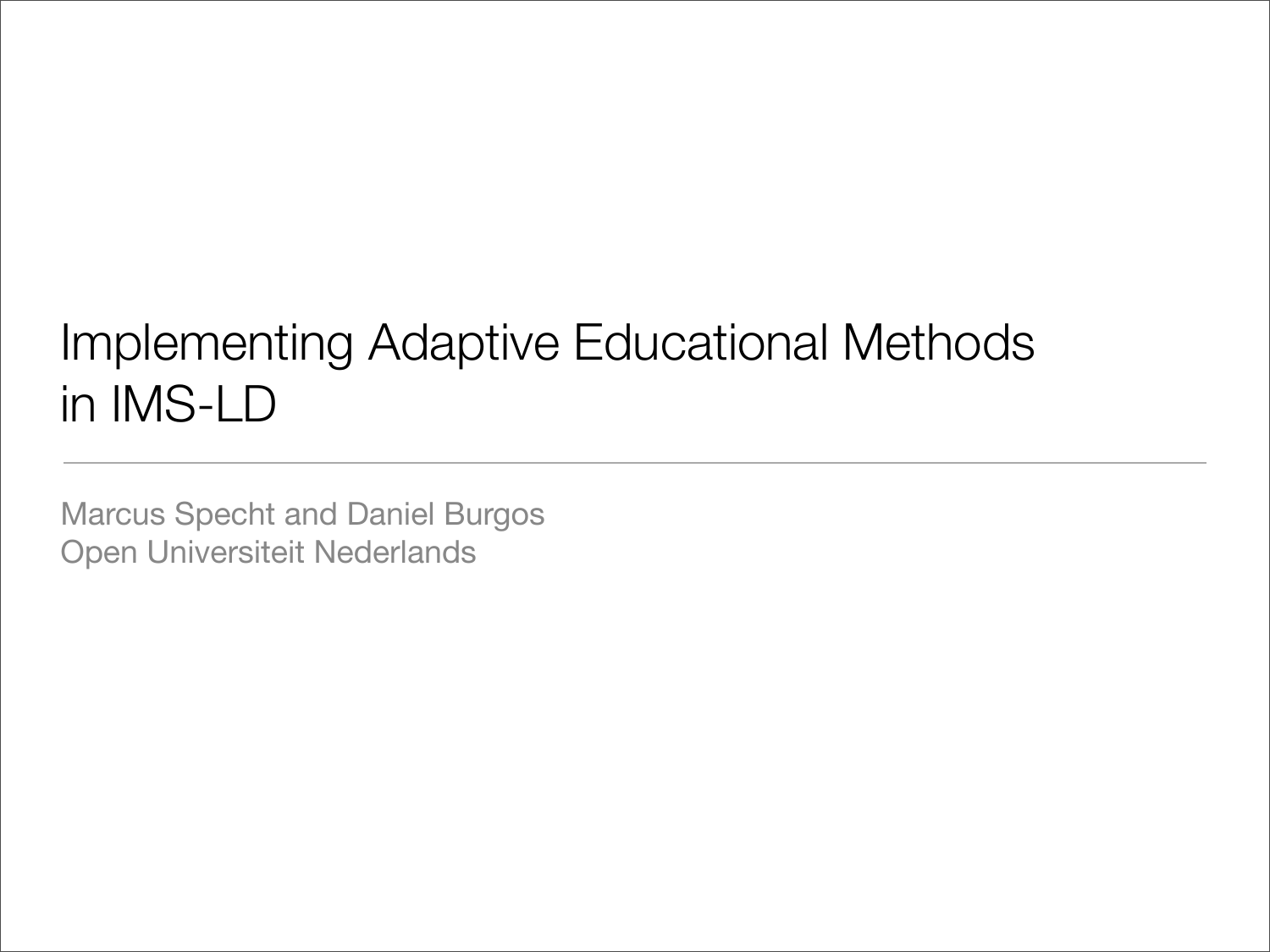# Implementing Adaptive Educational Methods in IMS-LD

---

Marcus Specht and Daniel Burgos
Open Universiteit Nederlands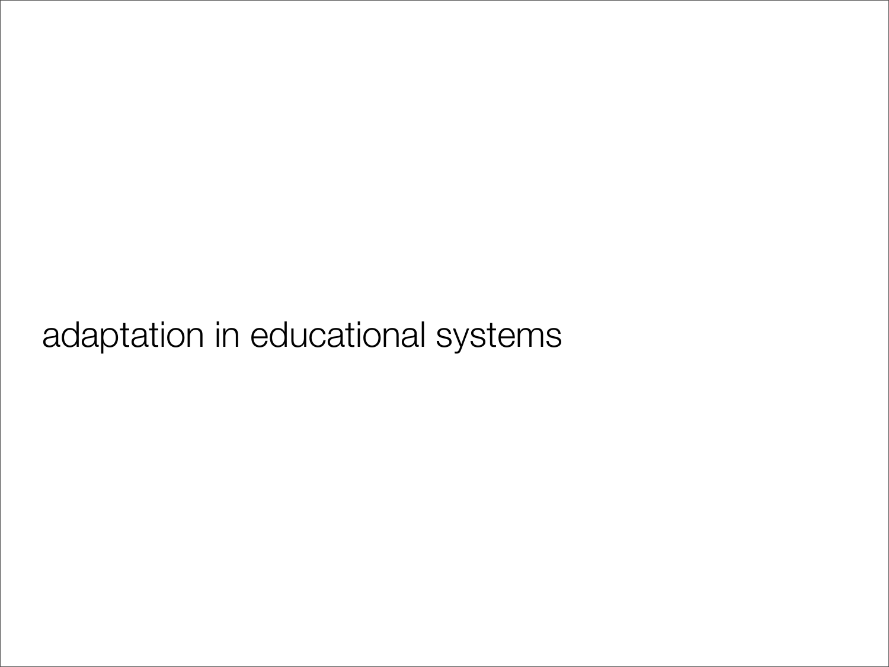# adaptation in educational systems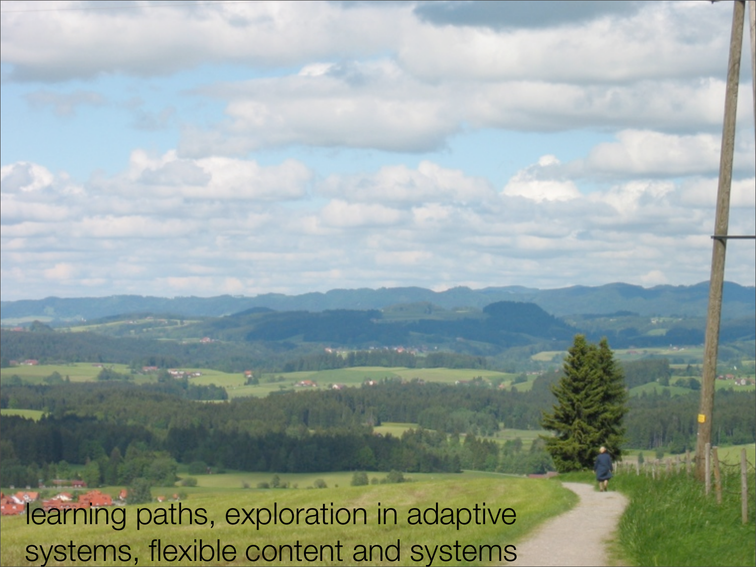learning paths, exploration in adaptive systems, flexible content and systems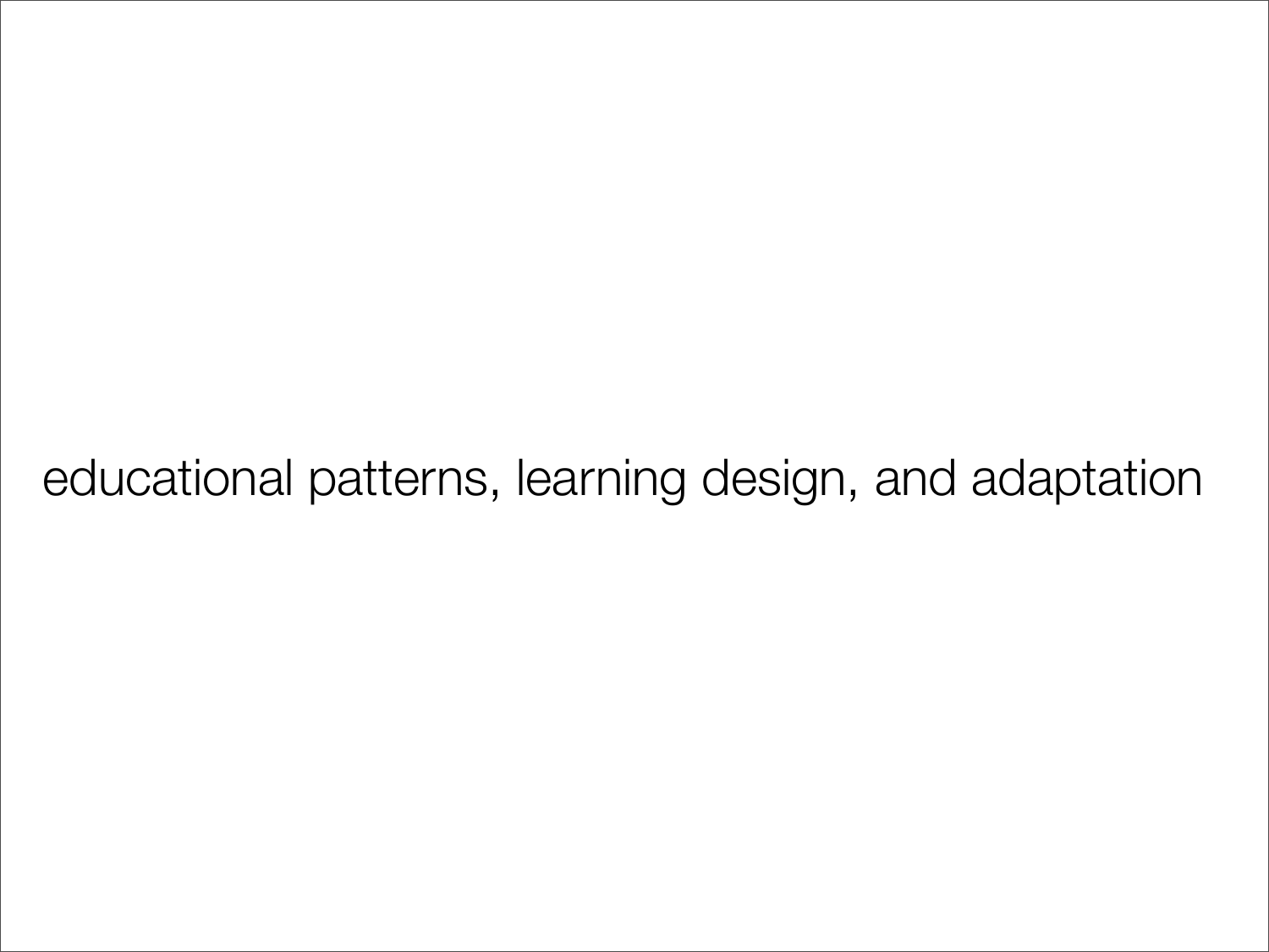educational patterns, learning design, and adaptation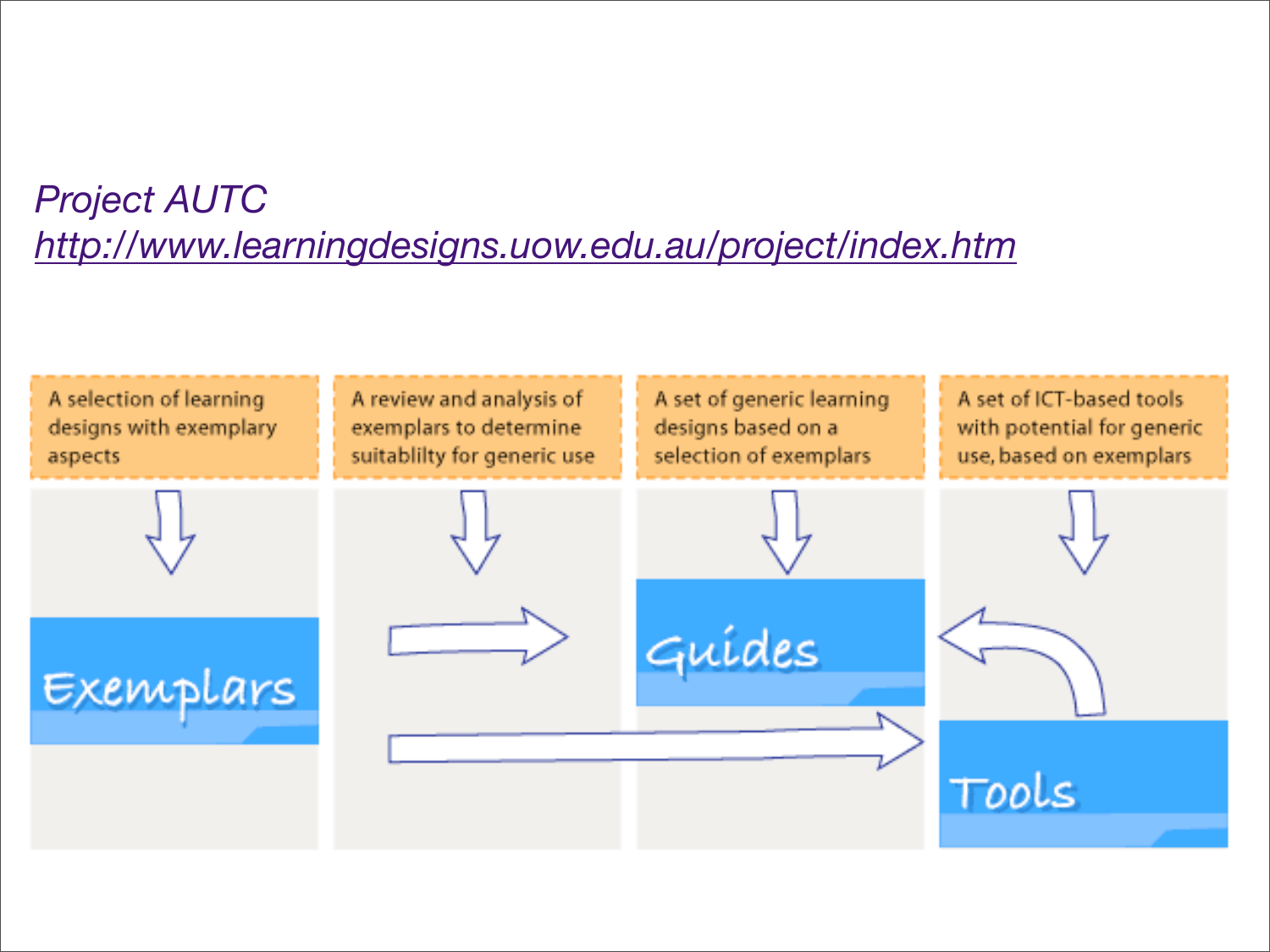*Project AUTC*

*[http://www.learningdesigns.uow.edu.au/project/index.htm](http://www.learningdesigns.uow.edu.au/project/index.htm)*

A selection of learning designs with exemplary aspects

A review and analysis of exemplars to determine suitablilty for generic use

A set of generic learning designs based on a selection of exemplars

A set of ICT-based tools with potential for generic use, based on exemplars

Exemplars

Guides

Tools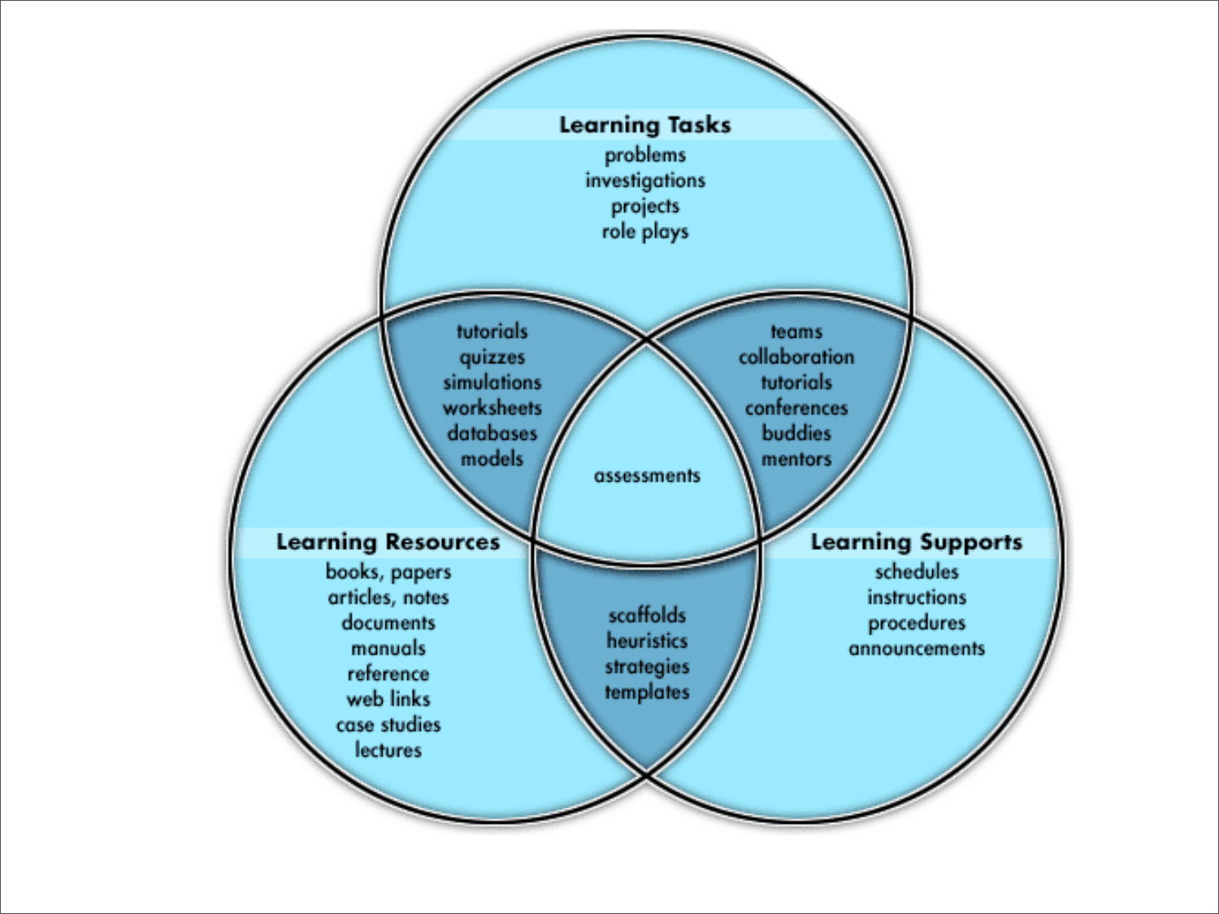## Learning Tasks

problems
investigations
projects
role plays

## Learning Resources

books, papers
articles, notes
documents
manuals
reference
web links
case studies
lectures

## Learning Supports

schedules
instructions
procedures
announcements

### Learning Tasks ∩ Learning Resources

tutorials
quizzes
simulations
worksheets
databases
models

### Learning Tasks ∩ Learning Supports

teams
collaboration
tutorials
conferences
buddies
mentors

### Learning Resources ∩ Learning Supports

scaffolds
heuristics
strategies
templates

### Learning Tasks ∩ Learning Resources ∩ Learning Supports

assessments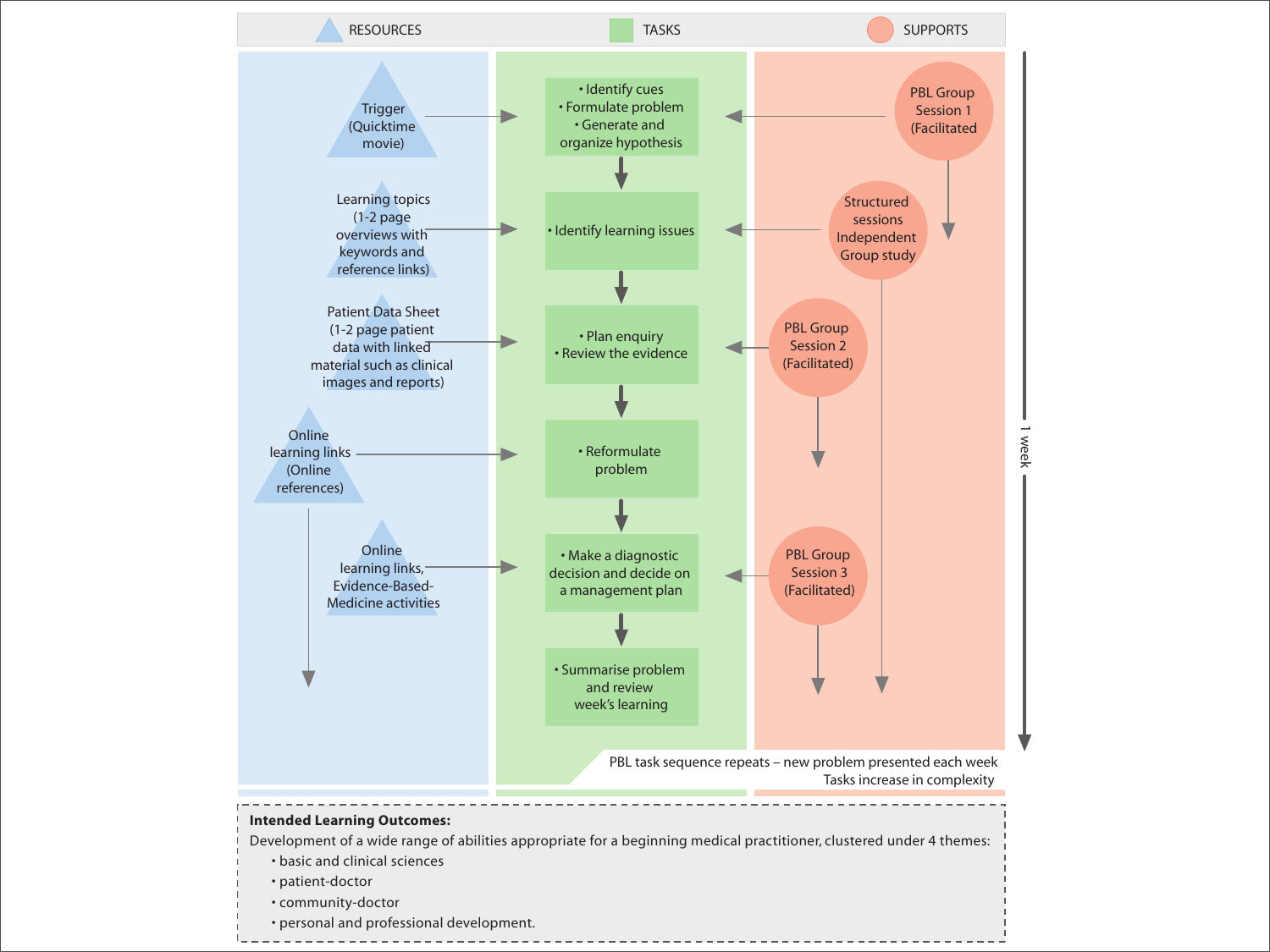RESOURCES | TASKS | SUPPORTS

**RESOURCES**

- Trigger (Quicktime movie)
- Learning topics (1-2 page overviews with keywords and reference links)
- Patient Data Sheet (1-2 page patient data with linked material such as clinical images and reports)
- Online learning links (Online references)
- Online learning links, Evidence-Based-Medicine activities

**TASKS**

- Identify cues
- Formulate problem
- Generate and organize hypothesis
- Identify learning issues
- Plan enquiry
- Review the evidence
- Reformulate problem
- Make a diagnostic decision and decide on a management plan
- Summarise problem and review week's learning

**SUPPORTS**

- PBL Group Session 1 (Facilitated
- Structured sessions Independent Group study
- PBL Group Session 2 (Facilitated)
- PBL Group Session 3 (Facilitated)

1 week

PBL task sequence repeats – new problem presented each week
Tasks increase in complexity

**Intended Learning Outcomes:**
Development of a wide range of abilities appropriate for a beginning medical practitioner, clustered under 4 themes:

- basic and clinical sciences
- patient-doctor
- community-doctor
- personal and professional development.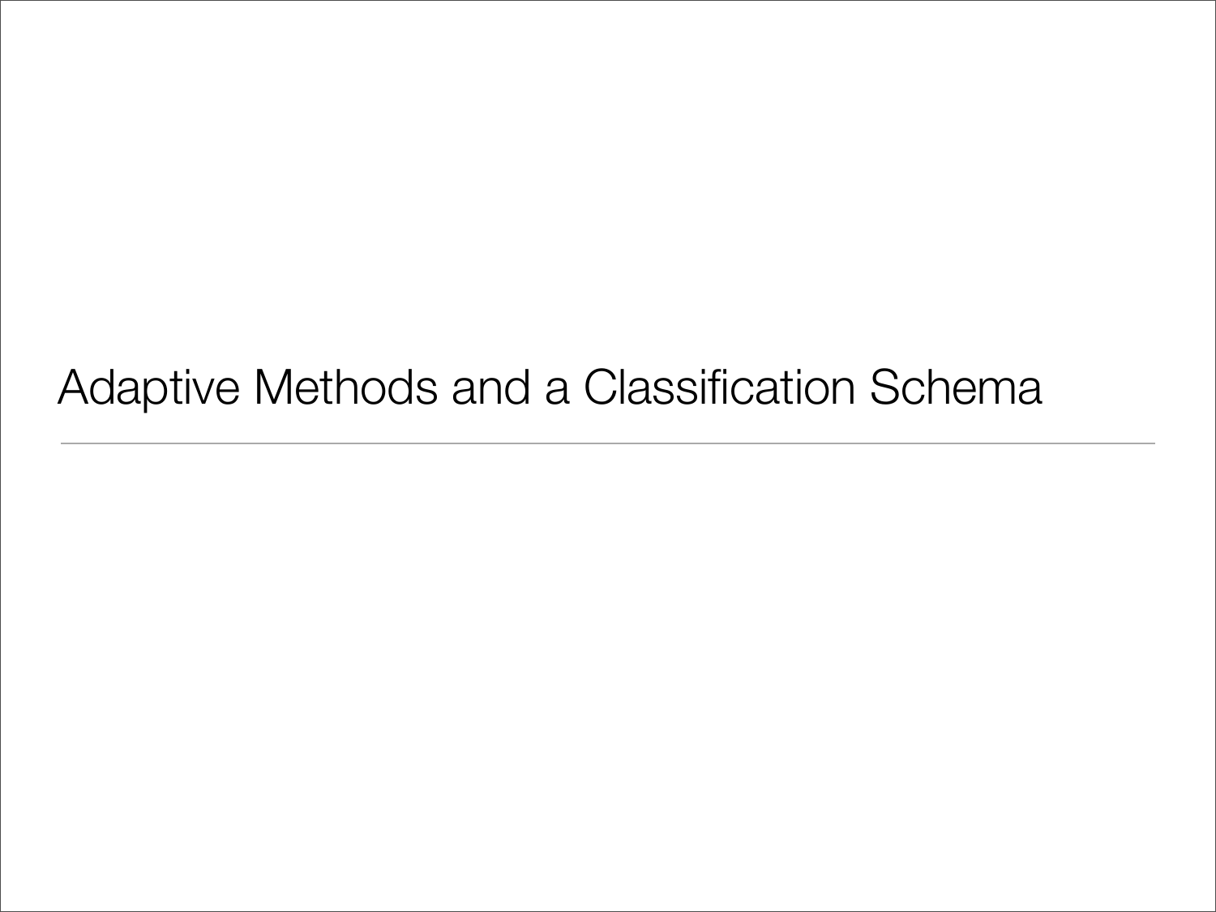# Adaptive Methods and a Classification Schema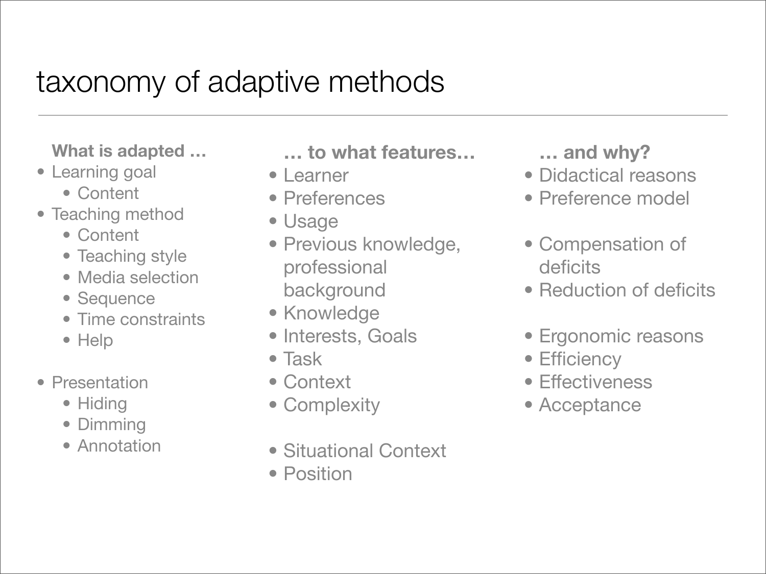# taxonomy of adaptive methods

**What is adapted …**

- Learning goal
  - Content
- Teaching method
  - Content
  - Teaching style
  - Media selection
  - Sequence
  - Time constraints
  - Help
- Presentation
  - Hiding
  - Dimming
  - Annotation

**… to what features…**

- Learner
- Preferences
- Usage
- Previous knowledge, professional background
- Knowledge
- Interests, Goals
- Task
- Context
- Complexity

- Situational Context
- Position

**… and why?**

- Didactical reasons
- Preference model

- Compensation of deficits
- Reduction of deficits

- Ergonomic reasons
- Efficiency
- Effectiveness
- Acceptance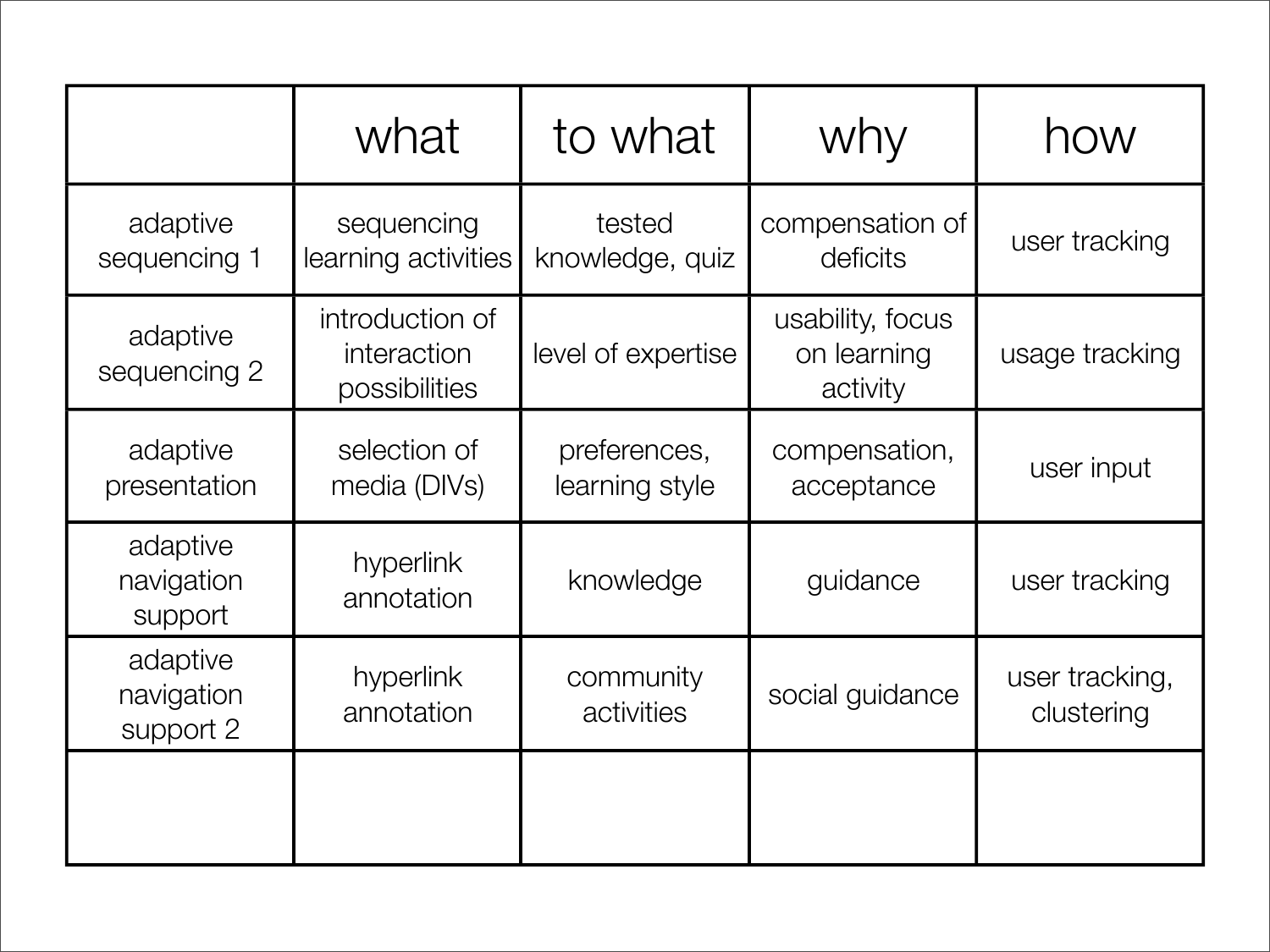|  | what | to what | why | how |
|---|---|---|---|---|
| adaptive sequencing 1 | sequencing learning activities | tested knowledge, quiz | compensation of deficits | user tracking |
| adaptive sequencing 2 | introduction of interaction possibilities | level of expertise | usability, focus on learning activity | usage tracking |
| adaptive presentation | selection of media (DIVs) | preferences, learning style | compensation, acceptance | user input |
| adaptive navigation support | hyperlink annotation | knowledge | guidance | user tracking |
| adaptive navigation support 2 | hyperlink annotation | community activities | social guidance | user tracking, clustering |
|  |  |  |  |  |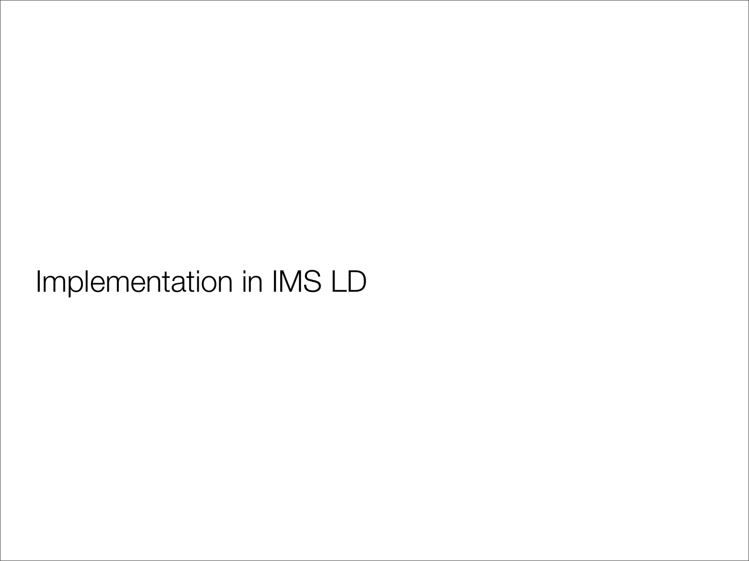# Implementation in IMS LD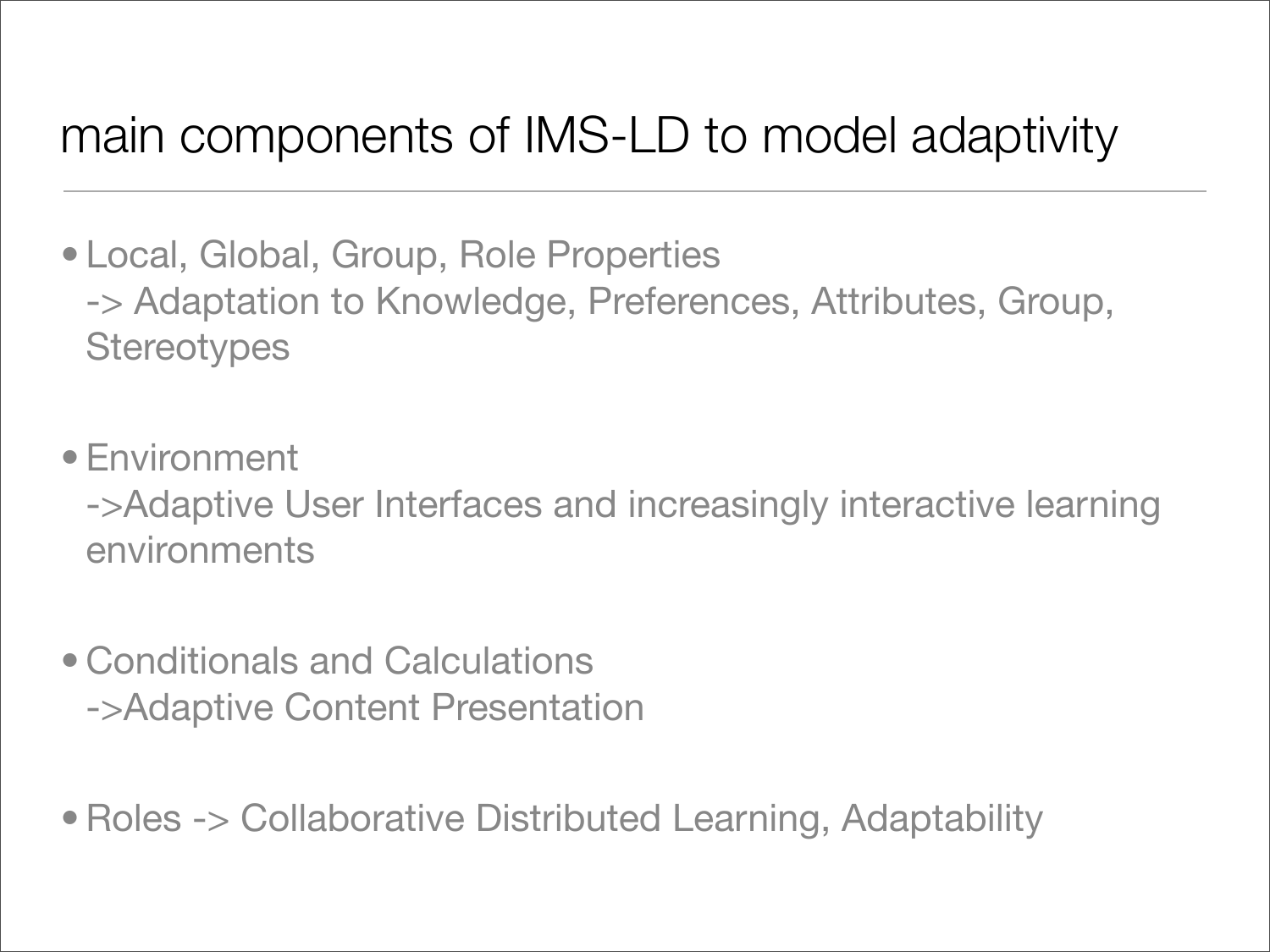# main components of IMS-LD to model adaptivity

- Local, Global, Group, Role Properties
  -> Adaptation to Knowledge, Preferences, Attributes, Group, Stereotypes

- Environment
  ->Adaptive User Interfaces and increasingly interactive learning environments

- Conditionals and Calculations
  ->Adaptive Content Presentation

- Roles -> Collaborative Distributed Learning, Adaptability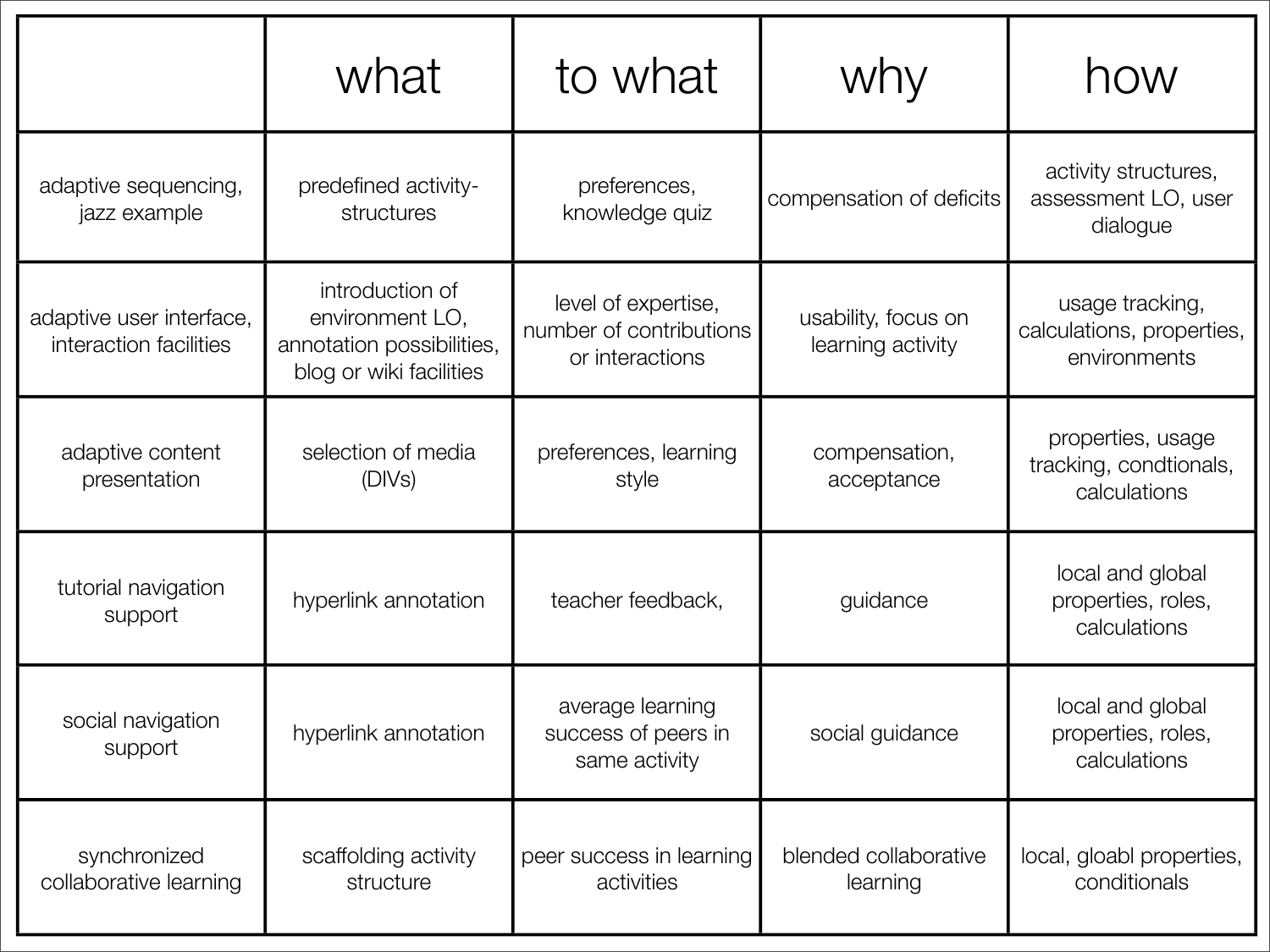| | what | to what | why | how |
|---|---|---|---|---|
| adaptive sequencing, jazz example | predefined activity-structures | preferences, knowledge quiz | compensation of deficits | activity structures, assessment LO, user dialogue |
| adaptive user interface, interaction facilities | introduction of environment LO, annotation possibilities, blog or wiki facilities | level of expertise, number of contributions or interactions | usability, focus on learning activity | usage tracking, calculations, properties, environments |
| adaptive content presentation | selection of media (DIVs) | preferences, learning style | compensation, acceptance | properties, usage tracking, condtionals, calculations |
| tutorial navigation support | hyperlink annotation | teacher feedback, | guidance | local and global properties, roles, calculations |
| social navigation support | hyperlink annotation | average learning success of peers in same activity | social guidance | local and global properties, roles, calculations |
| synchronized collaborative learning | scaffolding activity structure | peer success in learning activities | blended collaborative learning | local, gloabl properties, conditionals |